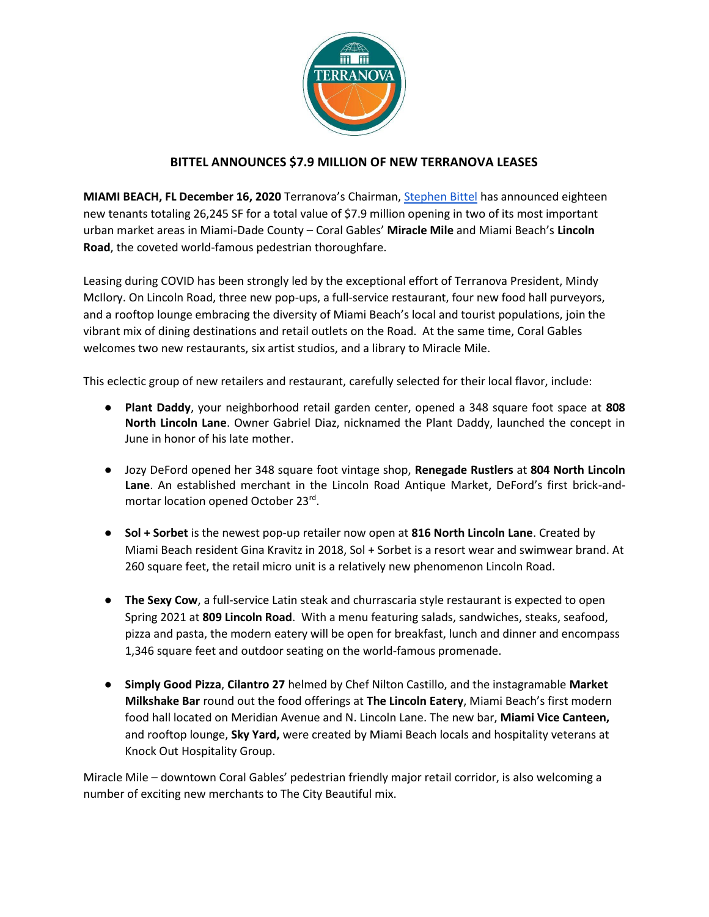## BITTEL ANNOUNCES $7.9 MILLION OF NEW TERRANOVA LEASES

**MIAMI BEACH, FL December 16, 2020** Terranova's Chairman, [Stephen Bittel] has announced eighteen new tenants totaling 26,245 SF for a total value of $7.9 million opening in two of its most important urban market areas in Miami-Dade County – Coral Gables' **Miracle Mile** and Miami Beach's **Lincoln Road**, the coveted world-famous pedestrian thoroughfare.

Leasing during COVID has been strongly led by the exceptional effort of Terranova President, Mindy McIlory. On Lincoln Road, three new pop-ups, a full-service restaurant, four new food hall purveyors, and a rooftop lounge embracing the diversity of Miami Beach's local and tourist populations, join the vibrant mix of dining destinations and retail outlets on the Road. At the same time, Coral Gables welcomes two new restaurants, six artist studios, and a library to Miracle Mile.

This eclectic group of new retailers and restaurant, carefully selected for their local flavor, include:

- **Plant Daddy**, your neighborhood retail garden center, opened a 348 square foot space at **808 North Lincoln Lane**. Owner Gabriel Diaz, nicknamed the Plant Daddy, launched the concept in June in honor of his late mother.
- Jozy DeFord opened her 348 square foot vintage shop, **Renegade Rustlers** at **804 North Lincoln Lane**. An established merchant in the Lincoln Road Antique Market, DeFord's first brick-and-mortar location opened October 23rd.
- **Sol + Sorbet** is the newest pop-up retailer now open at **816 North Lincoln Lane**. Created by Miami Beach resident Gina Kravitz in 2018, Sol + Sorbet is a resort wear and swimwear brand. At 260 square feet, the retail micro unit is a relatively new phenomenon Lincoln Road.
- **The Sexy Cow**, a full-service Latin steak and churrascaria style restaurant is expected to open Spring 2021 at **809 Lincoln Road**. With a menu featuring salads, sandwiches, steaks, seafood, pizza and pasta, the modern eatery will be open for breakfast, lunch and dinner and encompass 1,346 square feet and outdoor seating on the world-famous promenade.
- **Simply Good Pizza**, **Cilantro 27** helmed by Chef Nilton Castillo, and the instagramable **Market Milkshake Bar** round out the food offerings at **The Lincoln Eatery**, Miami Beach's first modern food hall located on Meridian Avenue and N. Lincoln Lane. The new bar, **Miami Vice Canteen,** and rooftop lounge, **Sky Yard,** were created by Miami Beach locals and hospitality veterans at Knock Out Hospitality Group.

Miracle Mile – downtown Coral Gables' pedestrian friendly major retail corridor, is also welcoming a number of exciting new merchants to The City Beautiful mix.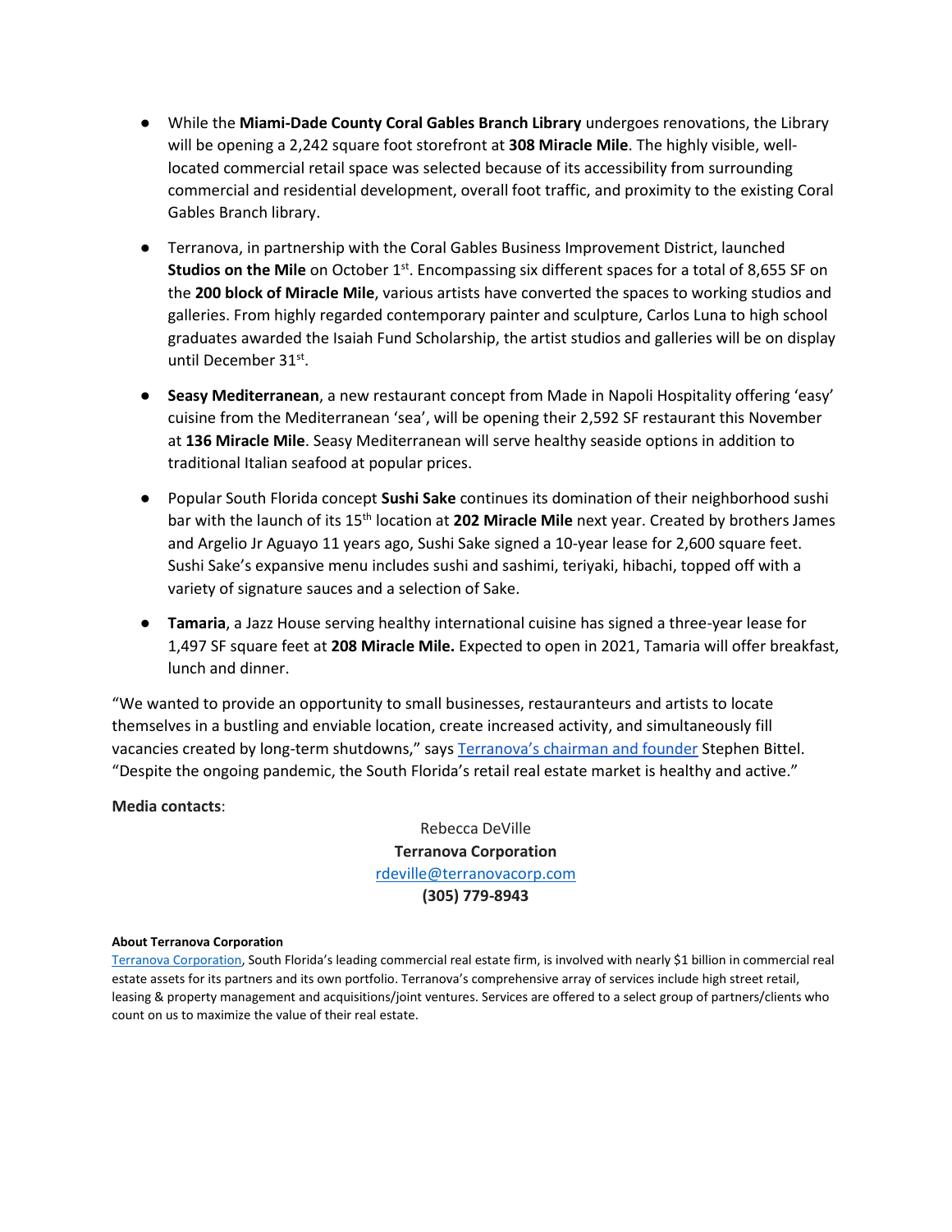- While the **Miami-Dade County Coral Gables Branch Library** undergoes renovations, the Library will be opening a 2,242 square foot storefront at **308 Miracle Mile**. The highly visible, well-located commercial retail space was selected because of its accessibility from surrounding commercial and residential development, overall foot traffic, and proximity to the existing Coral Gables Branch library.

- Terranova, in partnership with the Coral Gables Business Improvement District, launched **Studios on the Mile** on October 1st. Encompassing six different spaces for a total of 8,655 SF on the **200 block of Miracle Mile**, various artists have converted the spaces to working studios and galleries. From highly regarded contemporary painter and sculpture, Carlos Luna to high school graduates awarded the Isaiah Fund Scholarship, the artist studios and galleries will be on display until December 31st.

- **Seasy Mediterranean**, a new restaurant concept from Made in Napoli Hospitality offering 'easy' cuisine from the Mediterranean 'sea', will be opening their 2,592 SF restaurant this November at **136 Miracle Mile**. Seasy Mediterranean will serve healthy seaside options in addition to traditional Italian seafood at popular prices.

- Popular South Florida concept **Sushi Sake** continues its domination of their neighborhood sushi bar with the launch of its 15th location at **202 Miracle Mile** next year. Created by brothers James and Argelio Jr Aguayo 11 years ago, Sushi Sake signed a 10-year lease for 2,600 square feet. Sushi Sake's expansive menu includes sushi and sashimi, teriyaki, hibachi, topped off with a variety of signature sauces and a selection of Sake.

- **Tamaria**, a Jazz House serving healthy international cuisine has signed a three-year lease for 1,497 SF square feet at **208 Miracle Mile.** Expected to open in 2021, Tamaria will offer breakfast, lunch and dinner.

"We wanted to provide an opportunity to small businesses, restauranteurs and artists to locate themselves in a bustling and enviable location, create increased activity, and simultaneously fill vacancies created by long-term shutdowns," says Terranova's chairman and founder Stephen Bittel. "Despite the ongoing pandemic, the South Florida's retail real estate market is healthy and active."

**Media contacts**:

Rebecca DeVille
**Terranova Corporation**
rdeville@terranovacorp.com
**(305) 779-8943**

**About Terranova Corporation**

Terranova Corporation, South Florida's leading commercial real estate firm, is involved with nearly $1 billion in commercial real estate assets for its partners and its own portfolio. Terranova's comprehensive array of services include high street retail, leasing & property management and acquisitions/joint ventures. Services are offered to a select group of partners/clients who count on us to maximize the value of their real estate.